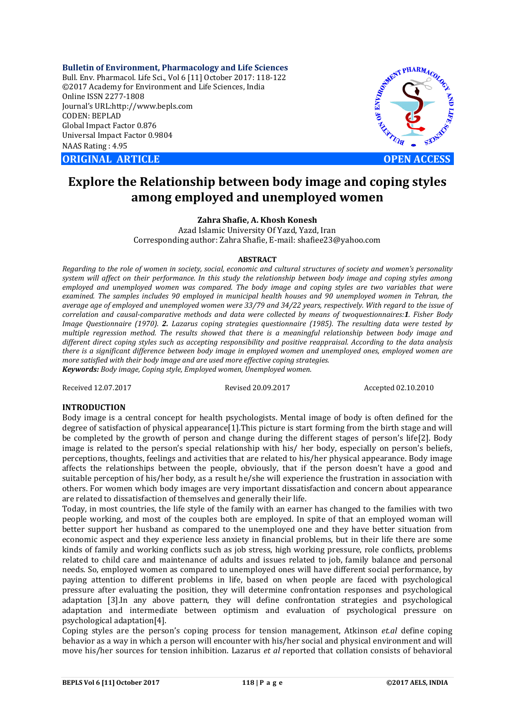**Bulletin of Environment, Pharmacology and Life Sciences**
Bull. Env. Pharmacol. Life Sci., Vol 6 [11] October 2017: 118-122
©2017 Academy for Environment and Life Sciences, India
Online ISSN 2277-1808
Journal's URL:http://www.bepls.com
CODEN: BEPLAD
Global Impact Factor 0.876
Universal Impact Factor 0.9804
NAAS Rating : 4.95

**ORIGINAL ARTICLE** **OPEN ACCESS**

# Explore the Relationship between body image and coping styles among employed and unemployed women

**Zahra Shafie, A. Khosh Konesh**
Azad Islamic University Of Yazd, Yazd, Iran
Corresponding author: Zahra Shafie, E-mail: shafiee23@yahoo.com

## ABSTRACT

*Regarding to the role of women in society, social, economic and cultural structures of society and women's personality system will affect on their performance. In this study the relationship between body image and coping styles among employed and unemployed women was compared. The body image and coping styles are two variables that were examined. The samples includes 90 employed in municipal health houses and 90 unemployed women in Tehran, the average age of employed and unemployed women were 33/79 and 34/22 years, respectively. With regard to the issue of correlation and causal-comparative methods and data were collected by means of twoquestionnaires:**1.** Fisher Body Image Questionnaire (1970). **2.** Lazarus coping strategies questionnaire (1985). The resulting data were tested by multiple regression method. The results showed that there is a meaningful relationship between body image and different direct coping styles such as accepting responsibility and positive reappraisal. According to the data analysis there is a significant difference between body image in employed women and unemployed ones, employed women are more satisfied with their body image and are used more effective coping strategies.*

***Keywords:** Body image, Coping style, Employed women, Unemployed women.*

Received 12.07.2017 Revised 20.09.2017 Accepted 02.10.2010

## INTRODUCTION

Body image is a central concept for health psychologists. Mental image of body is often defined for the degree of satisfaction of physical appearance[1].This picture is start forming from the birth stage and will be completed by the growth of person and change during the different stages of person's life[2]. Body image is related to the person's special relationship with his/ her body, especially on person's beliefs, perceptions, thoughts, feelings and activities that are related to his/her physical appearance. Body image affects the relationships between the people, obviously, that if the person doesn't have a good and suitable perception of his/her body, as a result he/she will experience the frustration in association with others. For women which body images are very important dissatisfaction and concern about appearance are related to dissatisfaction of themselves and generally their life.

Today, in most countries, the life style of the family with an earner has changed to the families with two people working, and most of the couples both are employed. In spite of that an employed woman will better support her husband as compared to the unemployed one and they have better situation from economic aspect and they experience less anxiety in financial problems, but in their life there are some kinds of family and working conflicts such as job stress, high working pressure, role conflicts, problems related to child care and maintenance of adults and issues related to job, family balance and personal needs. So, employed women as compared to unemployed ones will have different social performance, by paying attention to different problems in life, based on when people are faced with psychological pressure after evaluating the position, they will determine confrontation responses and psychological adaptation [3].In any above pattern, they will define confrontation strategies and psychological adaptation and intermediate between optimism and evaluation of psychological pressure on psychological adaptation[4].

Coping styles are the person's coping process for tension management, Atkinson *et.al* define coping behavior as a way in which a person will encounter with his/her social and physical environment and will move his/her sources for tension inhibition. Lazarus *et al* reported that collation consists of behavioral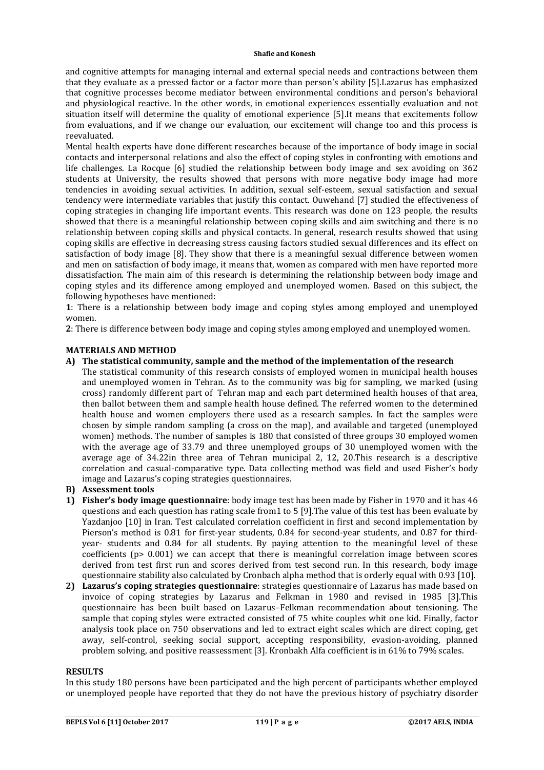and cognitive attempts for managing internal and external special needs and contractions between them that they evaluate as a pressed factor or a factor more than person's ability [5].Lazarus has emphasized that cognitive processes become mediator between environmental conditions and person's behavioral and physiological reactive. In the other words, in emotional experiences essentially evaluation and not situation itself will determine the quality of emotional experience [5].It means that excitements follow from evaluations, and if we change our evaluation, our excitement will change too and this process is reevaluated.

Mental health experts have done different researches because of the importance of body image in social contacts and interpersonal relations and also the effect of coping styles in confronting with emotions and life challenges. La Rocque [6] studied the relationship between body image and sex avoiding on 362 students at University, the results showed that persons with more negative body image had more tendencies in avoiding sexual activities. In addition, sexual self-esteem, sexual satisfaction and sexual tendency were intermediate variables that justify this contact. Ouwehand [7] studied the effectiveness of coping strategies in changing life important events. This research was done on 123 people, the results showed that there is a meaningful relationship between coping skills and aim switching and there is no relationship between coping skills and physical contacts. In general, research results showed that using coping skills are effective in decreasing stress causing factors studied sexual differences and its effect on satisfaction of body image [8]. They show that there is a meaningful sexual difference between women and men on satisfaction of body image, it means that, women as compared with men have reported more dissatisfaction. The main aim of this research is determining the relationship between body image and coping styles and its difference among employed and unemployed women. Based on this subject, the following hypotheses have mentioned:

**1**: There is a relationship between body image and coping styles among employed and unemployed women.

**2**: There is difference between body image and coping styles among employed and unemployed women.

## MATERIALS AND METHOD

**A) The statistical community, sample and the method of the implementation of the research**

The statistical community of this research consists of employed women in municipal health houses and unemployed women in Tehran. As to the community was big for sampling, we marked (using cross) randomly different part of Tehran map and each part determined health houses of that area, then ballot between them and sample health house defined. The referred women to the determined health house and women employers there used as a research samples. In fact the samples were chosen by simple random sampling (a cross on the map), and available and targeted (unemployed women) methods. The number of samples is 180 that consisted of three groups 30 employed women with the average age of 33.79 and three unemployed groups of 30 unemployed women with the average age of 34.22in three area of Tehran municipal 2, 12, 20.This research is a descriptive correlation and casual-comparative type. Data collecting method was field and used Fisher's body image and Lazarus's coping strategies questionnaires.

**B) Assessment tools**

1) **Fisher's body image questionnaire**: body image test has been made by Fisher in 1970 and it has 46 questions and each question has rating scale from1 to 5 [9].The value of this test has been evaluate by Yazdanjoo [10] in Iran. Test calculated correlation coefficient in first and second implementation by Pierson's method is 0.81 for first-year students, 0.84 for second-year students, and 0.87 for third-year- students and 0.84 for all students. By paying attention to the meaningful level of these coefficients ($p > 0.001$) we can accept that there is meaningful correlation image between scores derived from test first run and scores derived from test second run. In this research, body image questionnaire stability also calculated by Cronbach alpha method that is orderly equal with 0.93 [10].
2) **Lazarus's coping strategies questionnaire**: strategies questionnaire of Lazarus has made based on invoice of coping strategies by Lazarus and Felkman in 1980 and revised in 1985 [3].This questionnaire has been built based on Lazarus–Felkman recommendation about tensioning. The sample that coping styles were extracted consisted of 75 white couples whit one kid. Finally, factor analysis took place on 750 observations and led to extract eight scales which are direct coping, get away, self-control, seeking social support, accepting responsibility, evasion-avoiding, planned problem solving, and positive reassessment [3]. Kronbakh Alfa coefficient is in 61% to 79% scales.

## RESULTS

In this study 180 persons have been participated and the high percent of participants whether employed or unemployed people have reported that they do not have the previous history of psychiatry disorder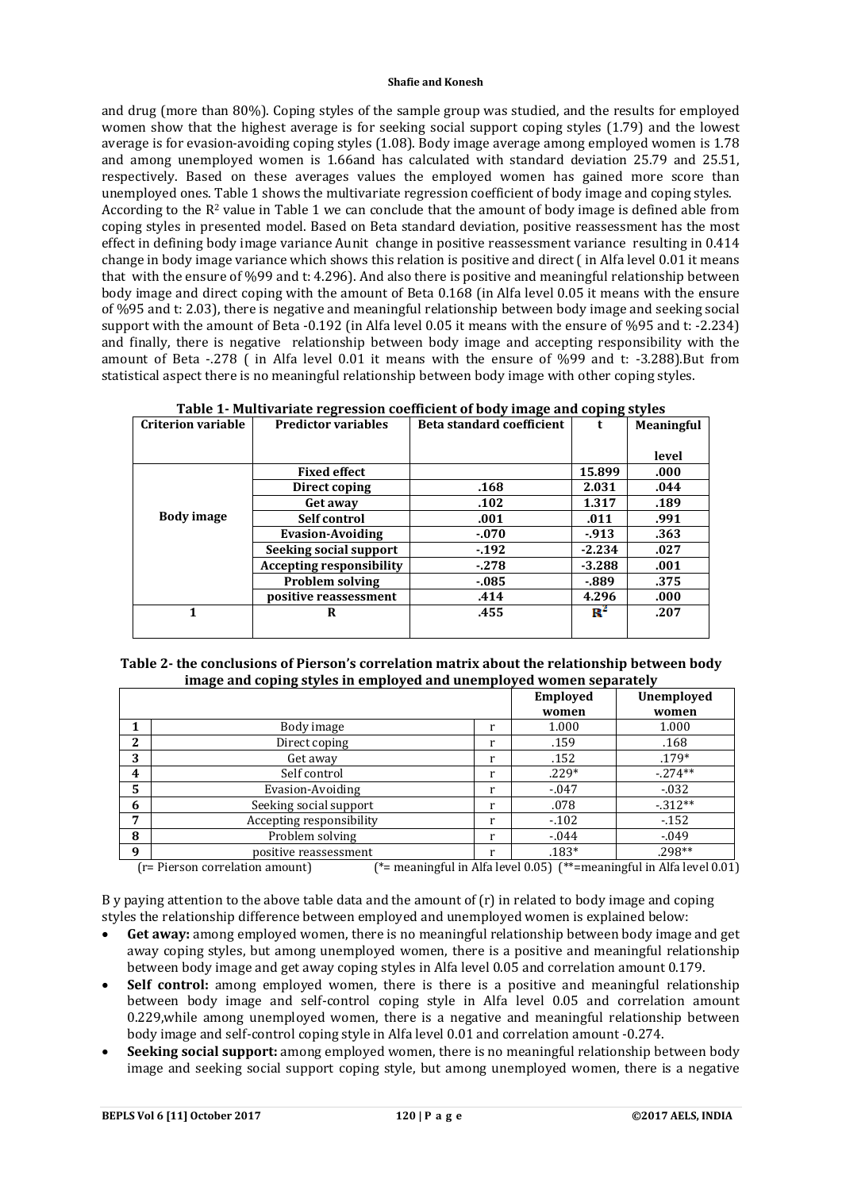and drug (more than 80%). Coping styles of the sample group was studied, and the results for employed women show that the highest average is for seeking social support coping styles (1.79) and the lowest average is for evasion-avoiding coping styles (1.08). Body image average among employed women is 1.78 and among unemployed women is 1.66and has calculated with standard deviation 25.79 and 25.51, respectively. Based on these averages values the employed women has gained more score than unemployed ones. Table 1 shows the multivariate regression coefficient of body image and coping styles.
According to the $R^2$ value in Table 1 we can conclude that the amount of body image is defined able from coping styles in presented model. Based on Beta standard deviation, positive reassessment has the most effect in defining body image variance Aunit change in positive reassessment variance resulting in 0.414 change in body image variance which shows this relation is positive and direct ( in Alfa level 0.01 it means that with the ensure of %99 and t: 4.296). And also there is positive and meaningful relationship between body image and direct coping with the amount of Beta 0.168 (in Alfa level 0.05 it means with the ensure of %95 and t: 2.03), there is negative and meaningful relationship between body image and seeking social support with the amount of Beta -0.192 (in Alfa level 0.05 it means with the ensure of %95 and t: -2.234) and finally, there is negative relationship between body image and accepting responsibility with the amount of Beta -.278 ( in Alfa level 0.01 it means with the ensure of %99 and t: -3.288).But from statistical aspect there is no meaningful relationship between body image with other coping styles.

**Table 1- Multivariate regression coefficient of body image and coping styles**

| Criterion variable | Predictor variables | Beta standard coefficient | t | Meaningful level |
|---|---|---|---|---|
| Body image | Fixed effect | | 15.899 | .000 |
| | Direct coping | .168 | 2.031 | .044 |
| | Get away | .102 | 1.317 | .189 |
| | Self control | .001 | .011 | .991 |
| | Evasion-Avoiding | -.070 | -.913 | .363 |
| | Seeking social support | -.192 | -2.234 | .027 |
| | Accepting responsibility | -.278 | -3.288 | .001 |
| | Problem solving | -.085 | -.889 | .375 |
| | positive reassessment | .414 | 4.296 | .000 |
| 1 | R | .455 | $R^2$ | .207 |

**Table 2- the conclusions of Pierson's correlation matrix about the relationship between body image and coping styles in employed and unemployed women separately**

| | | | Employed women | Unemployed women |
|---|---|---|---|---|
| 1 | Body image | r | 1.000 | 1.000 |
| 2 | Direct coping | r | .159 | .168 |
| 3 | Get away | r | .152 | .179* |
| 4 | Self control | r | .229* | -.274** |
| 5 | Evasion-Avoiding | r | -.047 | -.032 |
| 6 | Seeking social support | r | .078 | -.312** |
| 7 | Accepting responsibility | r | -.102 | -.152 |
| 8 | Problem solving | r | -.044 | -.049 |
| 9 | positive reassessment | r | .183* | .298** |

(r= Pierson correlation amount) (*= meaningful in Alfa level 0.05) (**=meaningful in Alfa level 0.01)

B y paying attention to the above table data and the amount of (r) in related to body image and coping styles the relationship difference between employed and unemployed women is explained below:

- **Get away:** among employed women, there is no meaningful relationship between body image and get away coping styles, but among unemployed women, there is a positive and meaningful relationship between body image and get away coping styles in Alfa level 0.05 and correlation amount 0.179.
- **Self control:** among employed women, there is there is a positive and meaningful relationship between body image and self-control coping style in Alfa level 0.05 and correlation amount 0.229,while among unemployed women, there is a negative and meaningful relationship between body image and self-control coping style in Alfa level 0.01 and correlation amount -0.274.
- **Seeking social support:** among employed women, there is no meaningful relationship between body image and seeking social support coping style, but among unemployed women, there is a negative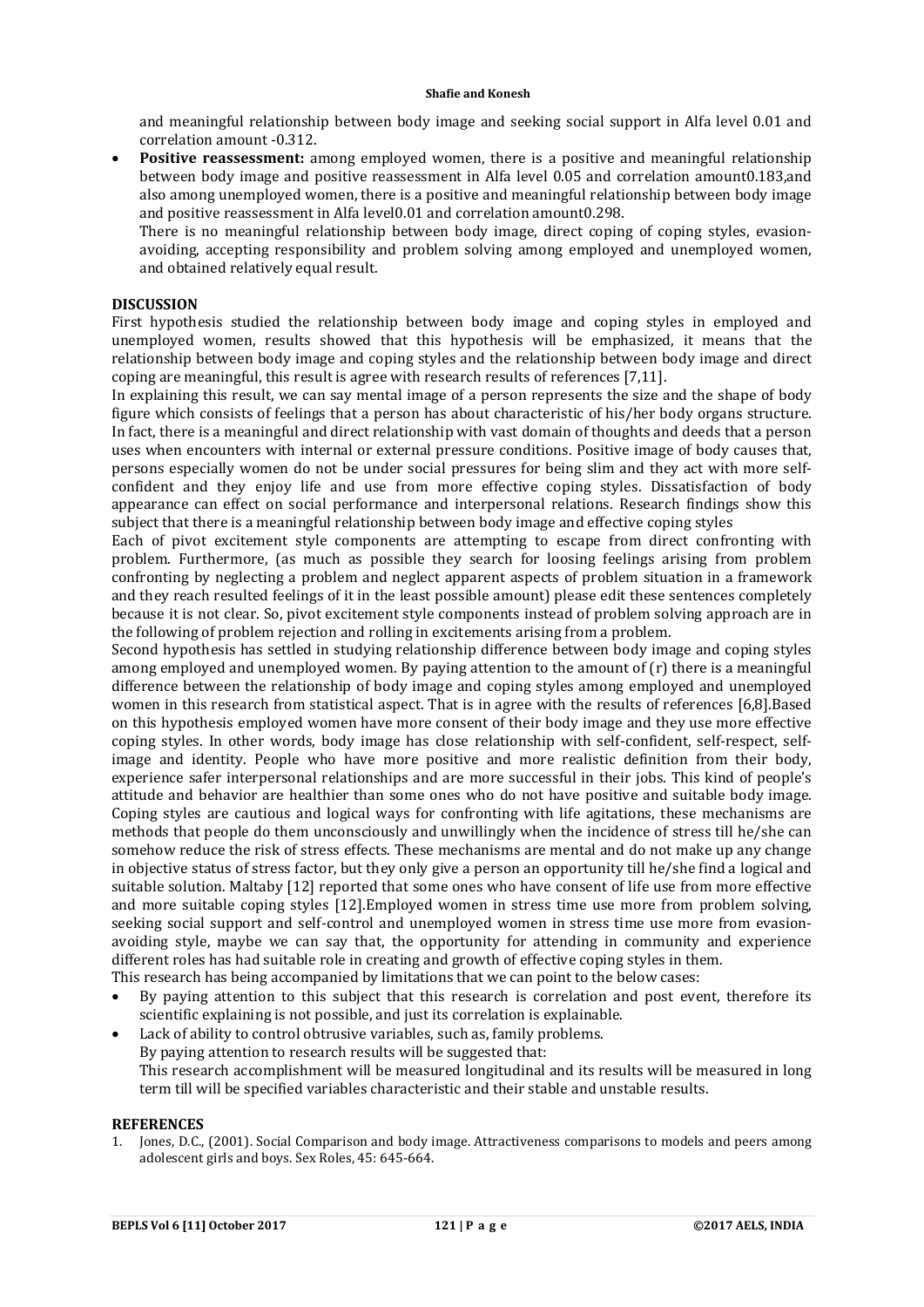and meaningful relationship between body image and seeking social support in Alfa level 0.01 and correlation amount -0.312.

- **Positive reassessment:** among employed women, there is a positive and meaningful relationship between body image and positive reassessment in Alfa level 0.05 and correlation amount0.183,and also among unemployed women, there is a positive and meaningful relationship between body image and positive reassessment in Alfa level0.01 and correlation amount0.298.

  There is no meaningful relationship between body image, direct coping of coping styles, evasion-avoiding, accepting responsibility and problem solving among employed and unemployed women, and obtained relatively equal result.

## DISCUSSION

First hypothesis studied the relationship between body image and coping styles in employed and unemployed women, results showed that this hypothesis will be emphasized, it means that the relationship between body image and coping styles and the relationship between body image and direct coping are meaningful, this result is agree with research results of references [7,11].

In explaining this result, we can say mental image of a person represents the size and the shape of body figure which consists of feelings that a person has about characteristic of his/her body organs structure. In fact, there is a meaningful and direct relationship with vast domain of thoughts and deeds that a person uses when encounters with internal or external pressure conditions. Positive image of body causes that, persons especially women do not be under social pressures for being slim and they act with more self-confident and they enjoy life and use from more effective coping styles. Dissatisfaction of body appearance can effect on social performance and interpersonal relations. Research findings show this subject that there is a meaningful relationship between body image and effective coping styles

Each of pivot excitement style components are attempting to escape from direct confronting with problem. Furthermore, (as much as possible they search for loosing feelings arising from problem confronting by neglecting a problem and neglect apparent aspects of problem situation in a framework and they reach resulted feelings of it in the least possible amount) please edit these sentences completely because it is not clear. So, pivot excitement style components instead of problem solving approach are in the following of problem rejection and rolling in excitements arising from a problem.

Second hypothesis has settled in studying relationship difference between body image and coping styles among employed and unemployed women. By paying attention to the amount of (r) there is a meaningful difference between the relationship of body image and coping styles among employed and unemployed women in this research from statistical aspect. That is in agree with the results of references [6,8].Based on this hypothesis employed women have more consent of their body image and they use more effective coping styles. In other words, body image has close relationship with self-confident, self-respect, self-image and identity. People who have more positive and more realistic definition from their body, experience safer interpersonal relationships and are more successful in their jobs. This kind of people's attitude and behavior are healthier than some ones who do not have positive and suitable body image. Coping styles are cautious and logical ways for confronting with life agitations, these mechanisms are methods that people do them unconsciously and unwillingly when the incidence of stress till he/she can somehow reduce the risk of stress effects. These mechanisms are mental and do not make up any change in objective status of stress factor, but they only give a person an opportunity till he/she find a logical and suitable solution. Maltaby [12] reported that some ones who have consent of life use from more effective and more suitable coping styles [12].Employed women in stress time use more from problem solving, seeking social support and self-control and unemployed women in stress time use more from evasion-avoiding style, maybe we can say that, the opportunity for attending in community and experience different roles has had suitable role in creating and growth of effective coping styles in them.

This research has being accompanied by limitations that we can point to the below cases:

- By paying attention to this subject that this research is correlation and post event, therefore its scientific explaining is not possible, and just its correlation is explainable.
- Lack of ability to control obtrusive variables, such as, family problems.

  By paying attention to research results will be suggested that:

  This research accomplishment will be measured longitudinal and its results will be measured in long term till will be specified variables characteristic and their stable and unstable results.

## REFERENCES

1. Jones, D.C., (2001). Social Comparison and body image. Attractiveness comparisons to models and peers among adolescent girls and boys. Sex Roles, 45: 645-664.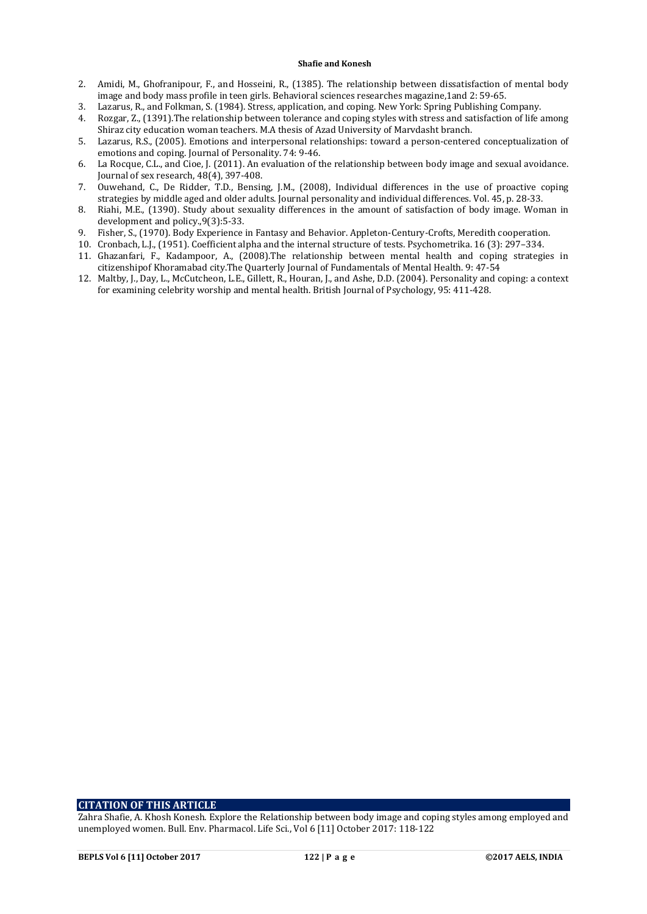2. Amidi, M., Ghofranipour, F., and Hosseini, R., (1385). The relationship between dissatisfaction of mental body image and body mass profile in teen girls. Behavioral sciences researches magazine,1and 2: 59-65.
3. Lazarus, R., and Folkman, S. (1984). Stress, application, and coping. New York: Spring Publishing Company.
4. Rozgar, Z., (1391).The relationship between tolerance and coping styles with stress and satisfaction of life among Shiraz city education woman teachers. M.A thesis of Azad University of Marvdasht branch.
5. Lazarus, R.S., (2005). Emotions and interpersonal relationships: toward a person-centered conceptualization of emotions and coping. Journal of Personality. 74: 9-46.
6. La Rocque, C.L., and Cioe, J. (2011). An evaluation of the relationship between body image and sexual avoidance. Journal of sex research, 48(4), 397-408.
7. Ouwehand, C., De Ridder, T.D., Bensing, J.M., (2008), Individual differences in the use of proactive coping strategies by middle aged and older adults. Journal personality and individual differences. Vol. 45, p. 28-33.
8. Riahi, M.E., (1390). Study about sexuality differences in the amount of satisfaction of body image. Woman in development and policy.,9(3):5-33.
9. Fisher, S., (1970). Body Experience in Fantasy and Behavior. Appleton-Century-Crofts, Meredith cooperation.
10. Cronbach, L.J., (1951). Coefficient alpha and the internal structure of tests. Psychometrika. 16 (3): 297–334.
11. Ghazanfari, F., Kadampoor, A., (2008).The relationship between mental health and coping strategies in citizenshipof Khoramabad city.The Quarterly Journal of Fundamentals of Mental Health. 9: 47-54
12. Maltby, J., Day, L., McCutcheon, L.E., Gillett, R., Houran, J., and Ashe, D.D. (2004). Personality and coping: a context for examining celebrity worship and mental health. British Journal of Psychology, 95: 411-428.

**CITATION OF THIS ARTICLE**

Zahra Shafie, A. Khosh Konesh. Explore the Relationship between body image and coping styles among employed and unemployed women. Bull. Env. Pharmacol. Life Sci., Vol 6 [11] October 2017: 118-122